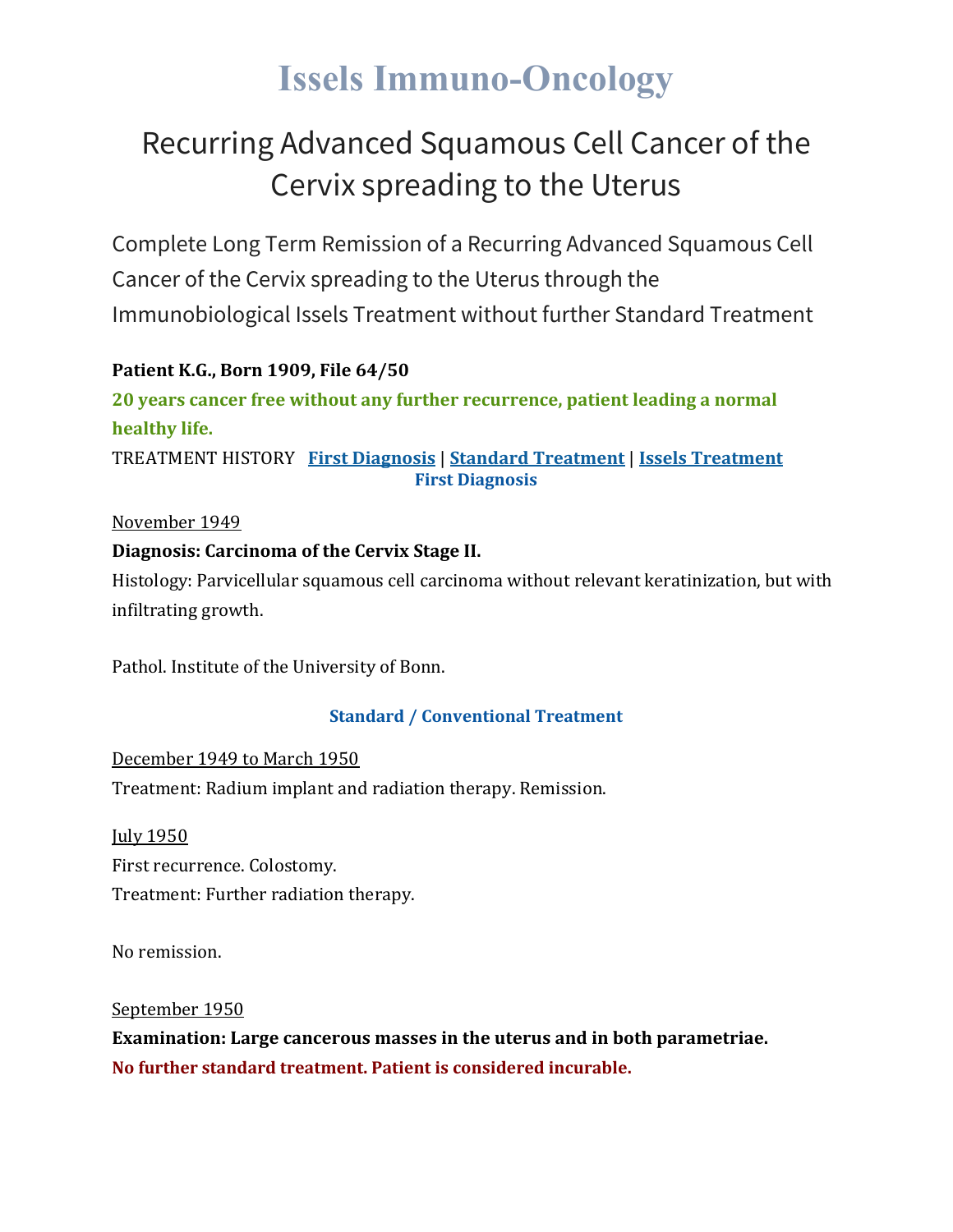# Issels Immuno-Oncology

## Recurring Advanced Squamous Cell Cancer of the Cervix spreading to the Uterus

### Complete Long Term Remission of a Recurring Advanced Squamous Cell Cancer of the Cervix spreading to the Uterus through the Immunobiological Issels Treatment without further Standard Treatment

**Patient K.G., Born 1909, File 64/50**

**20 years cancer free without any further recurrence, patient leading a normal healthy life.**

TREATMENT HISTORY **First Diagnosis** | **Standard Treatment** | **Issels Treatment**

**First Diagnosis**

November 1949

**Diagnosis: Carcinoma of the Cervix Stage II.**

Histology: Parvicellular squamous cell carcinoma without relevant keratinization, but with infiltrating growth.

Pathol. Institute of the University of Bonn.

**Standard / Conventional Treatment**

December 1949 to March 1950

Treatment: Radium implant and radiation therapy. Remission.

July 1950

First recurrence. Colostomy.

Treatment: Further radiation therapy.

No remission.

September 1950

**Examination: Large cancerous masses in the uterus and in both parametriae.**

**No further standard treatment. Patient is considered incurable.**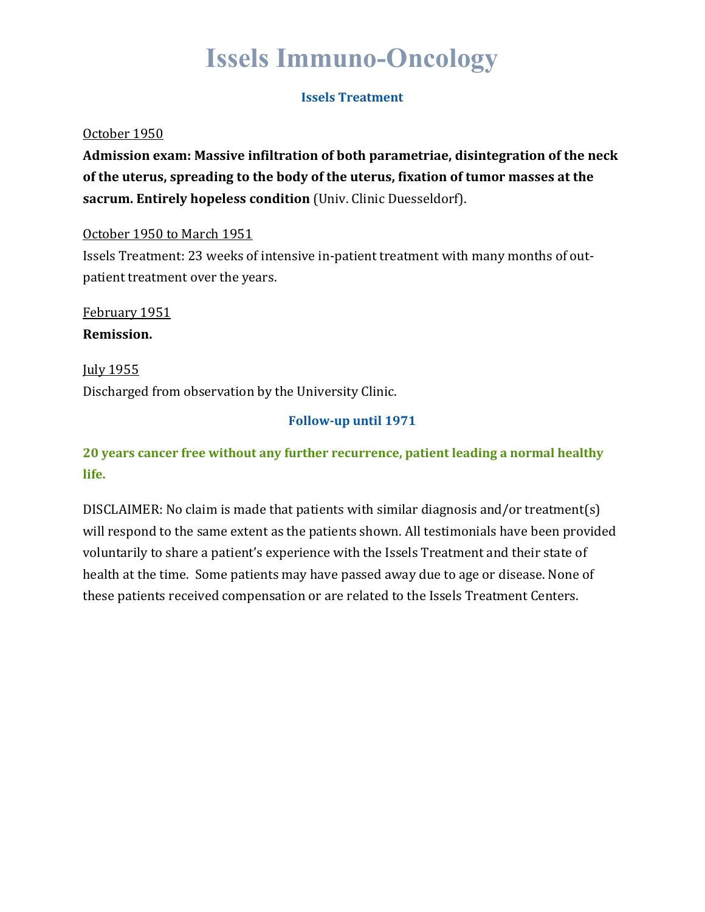# Issels Immuno-Oncology

### Issels Treatment

October 1950

**Admission exam: Massive infiltration of both parametriae, disintegration of the neck of the uterus, spreading to the body of the uterus, fixation of tumor masses at the sacrum. Entirely hopeless condition** (Univ. Clinic Duesseldorf).

October 1950 to March 1951

Issels Treatment: 23 weeks of intensive in-patient treatment with many months of out-patient treatment over the years.

February 1951

**Remission.**

July 1955

Discharged from observation by the University Clinic.

### Follow-up until 1971

**20 years cancer free without any further recurrence, patient leading a normal healthy life.**

DISCLAIMER: No claim is made that patients with similar diagnosis and/or treatment(s) will respond to the same extent as the patients shown. All testimonials have been provided voluntarily to share a patient's experience with the Issels Treatment and their state of health at the time. Some patients may have passed away due to age or disease. None of these patients received compensation or are related to the Issels Treatment Centers.